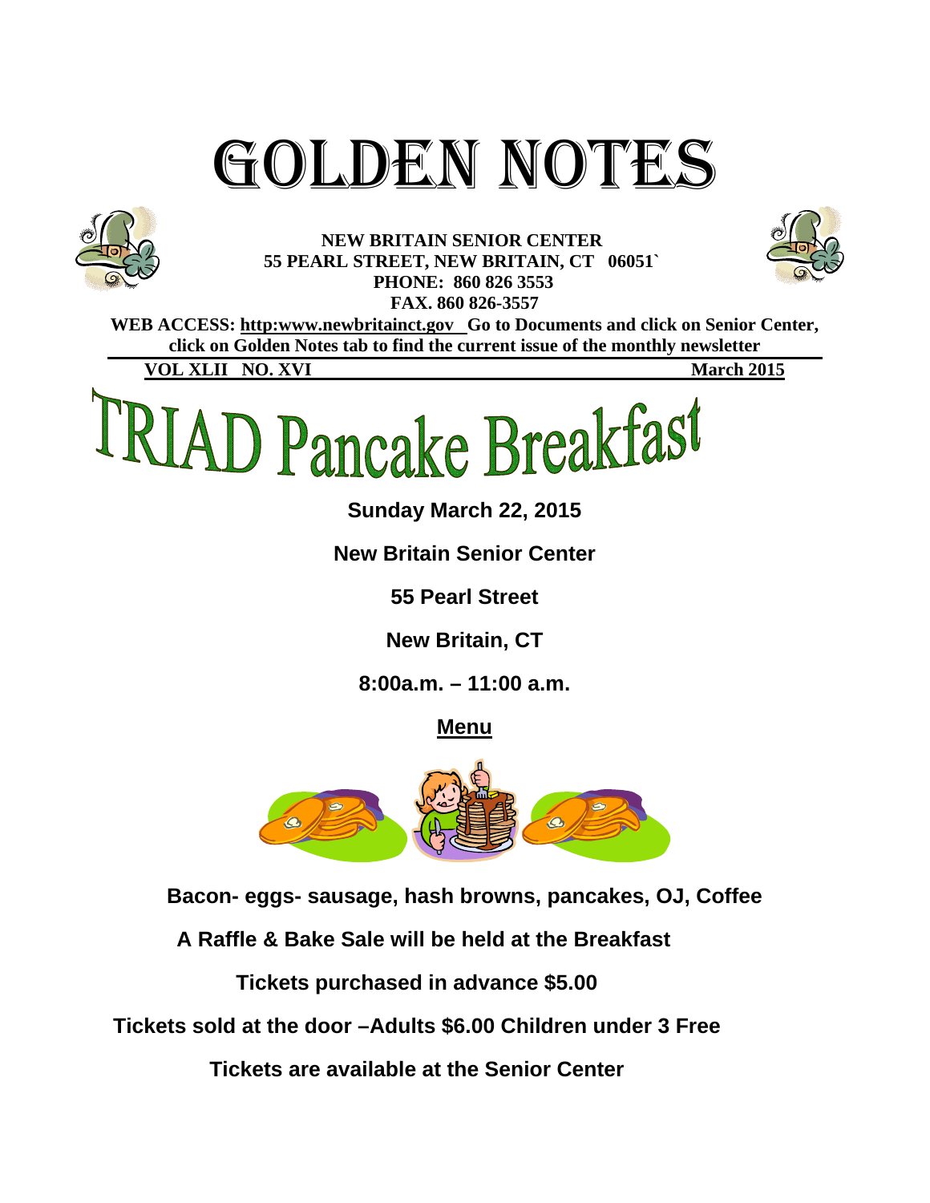# GOLDEN NOTES

**NEW BRITAIN SENIOR CENTER**
**55 PEARL STREET, NEW BRITAIN, CT 06051`**
**PHONE: 860 826 3553**
**FAX. 860 826-3557**

**WEB ACCESS: http:www.newbritainct.gov Go to Documents and click on Senior Center, click on Golden Notes tab to find the current issue of the monthly newsletter**

**VOL XLII NO. XVI** **March 2015**

# TRIAD Pancake Breakfast

**Sunday March 22, 2015**

**New Britain Senior Center**

**55 Pearl Street**

**New Britain, CT**

**8:00a.m. – 11:00 a.m.**

**Menu**

**Bacon- eggs- sausage, hash browns, pancakes, OJ, Coffee**

**A Raffle & Bake Sale will be held at the Breakfast**

**Tickets purchased in advance $5.00**

**Tickets sold at the door –Adults $6.00 Children under 3 Free**

**Tickets are available at the Senior Center**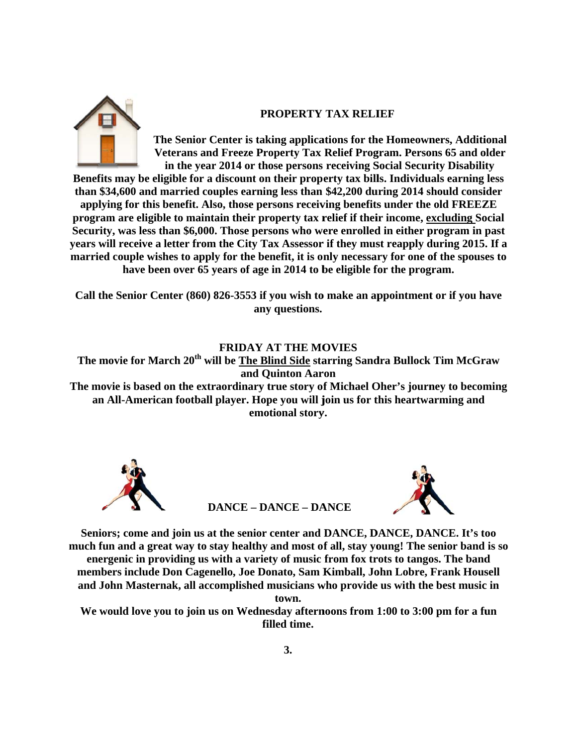## PROPERTY TAX RELIEF

**The Senior Center is taking applications for the Homeowners, Additional Veterans and Freeze Property Tax Relief Program. Persons 65 and older in the year 2014 or those persons receiving Social Security Disability Benefits may be eligible for a discount on their property tax bills. Individuals earning less than $34,600 and married couples earning less than $42,200 during 2014 should consider applying for this benefit. Also, those persons receiving benefits under the old FREEZE program are eligible to maintain their property tax relief if their income, excluding Social Security, was less than $6,000. Those persons who were enrolled in either program in past years will receive a letter from the City Tax Assessor if they must reapply during 2015. If a married couple wishes to apply for the benefit, it is only necessary for one of the spouses to have been over 65 years of age in 2014 to be eligible for the program.**

**Call the Senior Center (860) 826-3553 if you wish to make an appointment or if you have any questions.**

## FRIDAY AT THE MOVIES

**The movie for March 20th will be The Blind Side starring Sandra Bullock Tim McGraw and Quinton Aaron**

**The movie is based on the extraordinary true story of Michael Oher's journey to becoming an All-American football player. Hope you will join us for this heartwarming and emotional story.**

## DANCE – DANCE – DANCE

**Seniors; come and join us at the senior center and DANCE, DANCE, DANCE. It's too much fun and a great way to stay healthy and most of all, stay young! The senior band is so energenic in providing us with a variety of music from fox trots to tangos. The band members include Don Cagenello, Joe Donato, Sam Kimball, John Lobre, Frank Housell and John Masternak, all accomplished musicians who provide us with the best music in town.**

**We would love you to join us on Wednesday afternoons from 1:00 to 3:00 pm for a fun filled time.**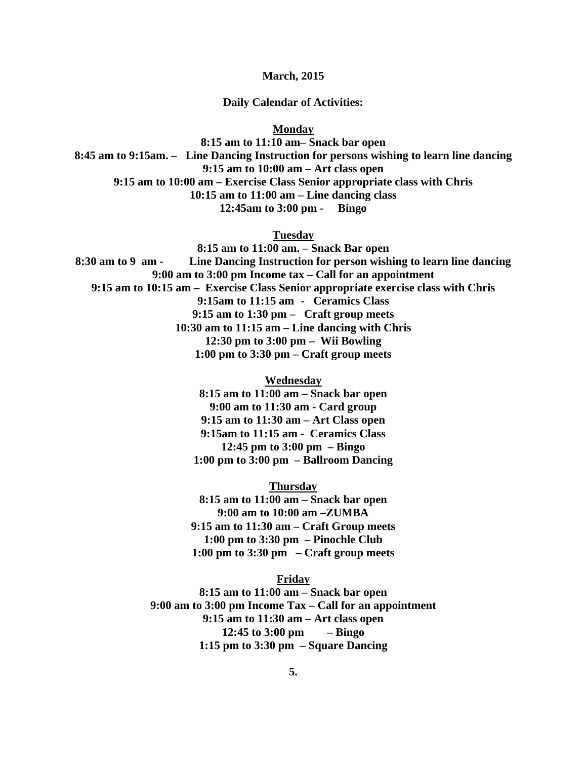**March, 2015**

**Daily Calendar of Activities:**

**Monday**

**8:15 am to 11:10 am– Snack bar open**
**8:45 am to 9:15am. – Line Dancing Instruction for persons wishing to learn line dancing**
**9:15 am to 10:00 am – Art class open**
**9:15 am to 10:00 am – Exercise Class Senior appropriate class with Chris**
**10:15 am to 11:00 am – Line dancing class**
**12:45am to 3:00 pm - Bingo**

**Tuesday**

**8:15 am to 11:00 am. – Snack Bar open**
**8:30 am to 9 am - Line Dancing Instruction for person wishing to learn line dancing**
**9:00 am to 3:00 pm Income tax – Call for an appointment**
**9:15 am to 10:15 am – Exercise Class Senior appropriate exercise class with Chris**
**9:15am to 11:15 am - Ceramics Class**
**9:15 am to 1:30 pm – Craft group meets**
**10:30 am to 11:15 am – Line dancing with Chris**
**12:30 pm to 3:00 pm – Wii Bowling**
**1:00 pm to 3:30 pm – Craft group meets**

**Wednesday**

**8:15 am to 11:00 am – Snack bar open**
**9:00 am to 11:30 am - Card group**
**9:15 am to 11:30 am – Art Class open**
**9:15am to 11:15 am - Ceramics Class**
**12:45 pm to 3:00 pm – Bingo**
**1:00 pm to 3:00 pm – Ballroom Dancing**

**Thursday**

**8:15 am to 11:00 am – Snack bar open**
**9:00 am to 10:00 am –ZUMBA**
**9:15 am to 11:30 am – Craft Group meets**
**1:00 pm to 3:30 pm – Pinochle Club**
**1:00 pm to 3:30 pm – Craft group meets**

**Friday**

**8:15 am to 11:00 am – Snack bar open**
**9:00 am to 3:00 pm Income Tax – Call for an appointment**
**9:15 am to 11:30 am – Art class open**
**12:45 to 3:00 pm – Bingo**
**1:15 pm to 3:30 pm – Square Dancing**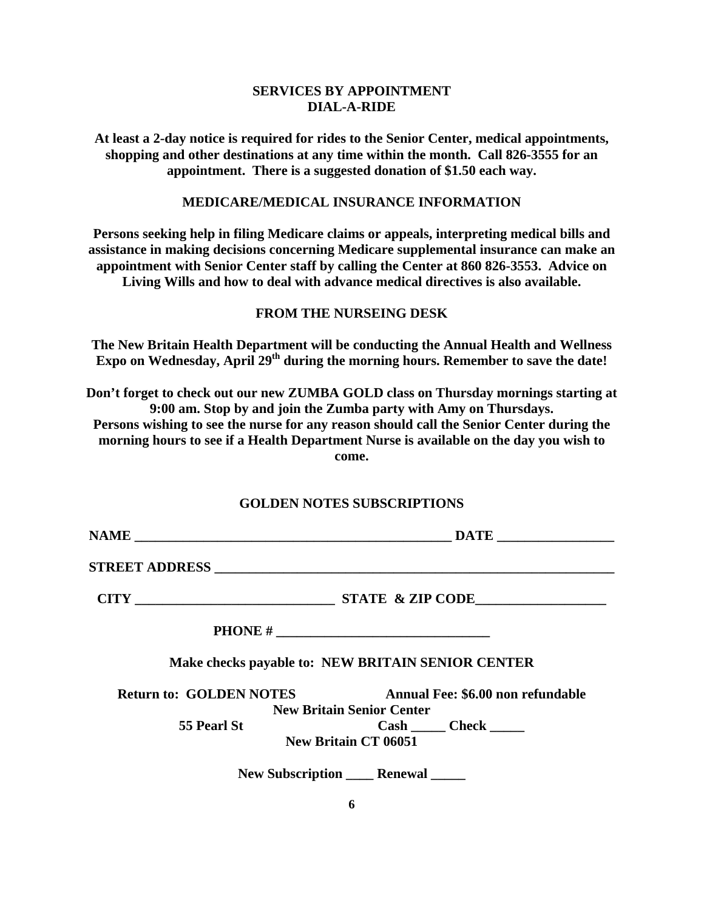## SERVICES BY APPOINTMENT
## DIAL-A-RIDE

**At least a 2-day notice is required for rides to the Senior Center, medical appointments, shopping and other destinations at any time within the month. Call 826-3555 for an appointment. There is a suggested donation of $1.50 each way.**

## MEDICARE/MEDICAL INSURANCE INFORMATION

**Persons seeking help in filing Medicare claims or appeals, interpreting medical bills and assistance in making decisions concerning Medicare supplemental insurance can make an appointment with Senior Center staff by calling the Center at 860 826-3553. Advice on Living Wills and how to deal with advance medical directives is also available.**

## FROM THE NURSEING DESK

**The New Britain Health Department will be conducting the Annual Health and Wellness Expo on Wednesday, April 29th during the morning hours. Remember to save the date!**

**Don't forget to check out our new ZUMBA GOLD class on Thursday mornings starting at 9:00 am. Stop by and join the Zumba party with Amy on Thursdays.**
**Persons wishing to see the nurse for any reason should call the Senior Center during the morning hours to see if a Health Department Nurse is available on the day you wish to come.**

## GOLDEN NOTES SUBSCRIPTIONS

**NAME ______________________________________________ DATE ________________**

**STREET ADDRESS _______________________________________________________**

**CITY ____________________________ STATE & ZIP CODE__________________**

**PHONE # ______________________________**

**Make checks payable to: NEW BRITAIN SENIOR CENTER**

**Return to: GOLDEN NOTES**
**New Britain Senior Center**
**55 Pearl St**
**New Britain CT 06051**

**Annual Fee: $6.00 non refundable**

**Cash _____ Check _____**

**New Subscription ____ Renewal _____**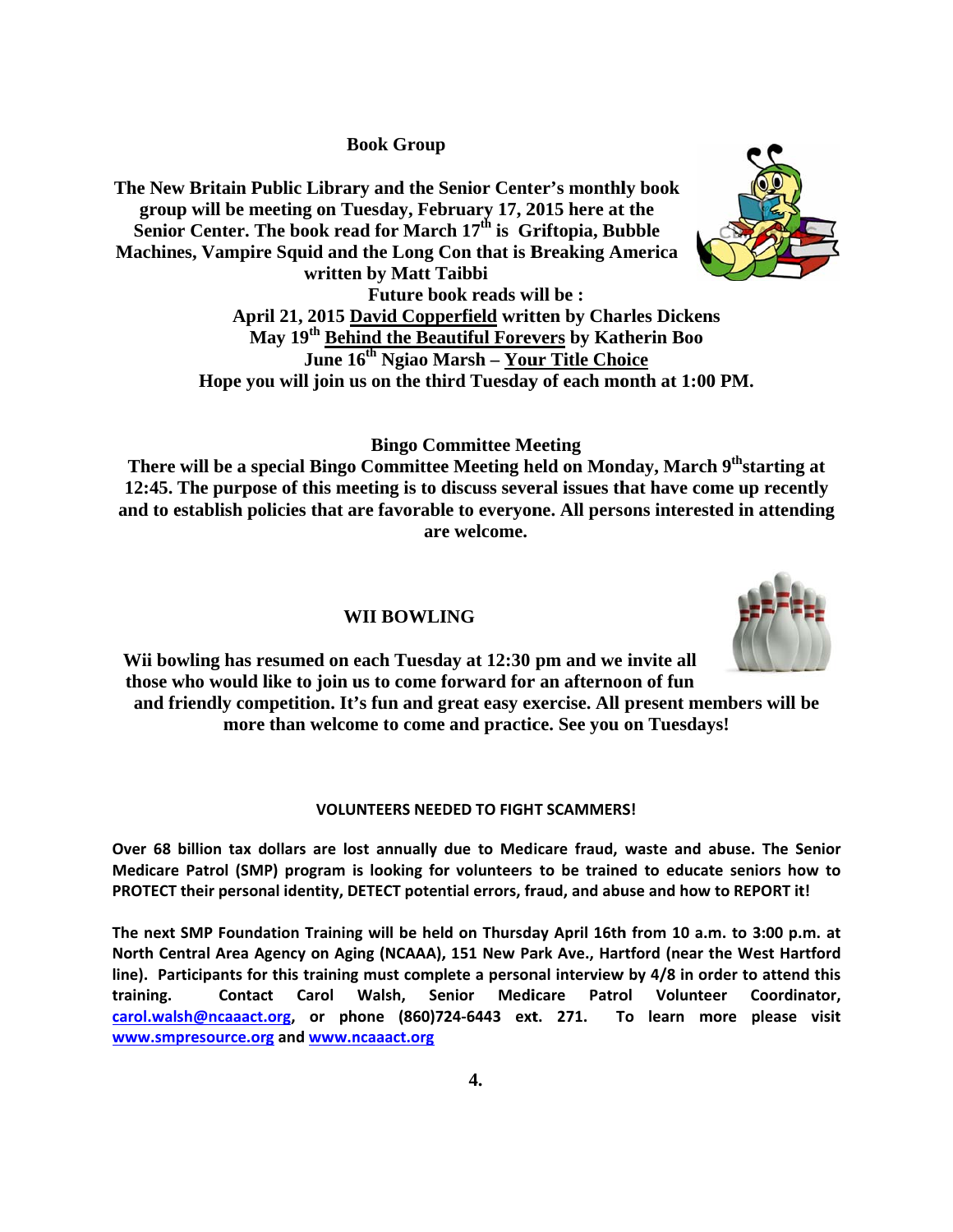## Book Group

**The New Britain Public Library and the Senior Center's monthly book group will be meeting on Tuesday, February 17, 2015 here at the Senior Center. The book read for March 17th is Griftopia, Bubble Machines, Vampire Squid and the Long Con that is Breaking America written by Matt Taibbi**

**Future book reads will be :**

**April 21, 2015 David Copperfield written by Charles Dickens**
**May 19th Behind the Beautiful Forevers by Katherin Boo**
**June 16th Ngiao Marsh – Your Title Choice**
**Hope you will join us on the third Tuesday of each month at 1:00 PM.**

## Bingo Committee Meeting

**There will be a special Bingo Committee Meeting held on Monday, March 9th starting at 12:45. The purpose of this meeting is to discuss several issues that have come up recently and to establish policies that are favorable to everyone. All persons interested in attending are welcome.**

## WII BOWLING

**Wii bowling has resumed on each Tuesday at 12:30 pm and we invite all those who would like to join us to come forward for an afternoon of fun and friendly competition. It's fun and great easy exercise. All present members will be more than welcome to come and practice. See you on Tuesdays!**

## VOLUNTEERS NEEDED TO FIGHT SCAMMERS!

**Over 68 billion tax dollars are lost annually due to Medicare fraud, waste and abuse. The Senior Medicare Patrol (SMP) program is looking for volunteers to be trained to educate seniors how to PROTECT their personal identity, DETECT potential errors, fraud, and abuse and how to REPORT it!**

**The next SMP Foundation Training will be held on Thursday April 16th from 10 a.m. to 3:00 p.m. at North Central Area Agency on Aging (NCAAA), 151 New Park Ave., Hartford (near the West Hartford line). Participants for this training must complete a personal interview by 4/8 in order to attend this training. Contact Carol Walsh, Senior Medicare Patrol Volunteer Coordinator, carol.walsh@ncaaact.org, or phone (860)724-6443 ext. 271. To learn more please visit www.smpresource.org and www.ncaaact.org**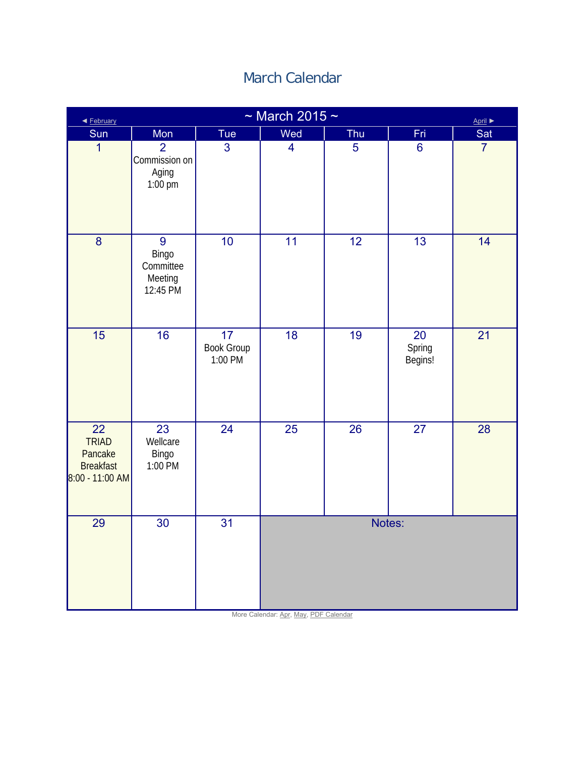# March Calendar

◄ February | ~ March 2015 ~ | April ►

| Sun | Mon | Tue | Wed | Thu | Fri | Sat |
|---|---|---|---|---|---|---|
| 1 | 2 Commission on Aging 1:00 pm | 3 | 4 | 5 | 6 | 7 |
| 8 | 9 Bingo Committee Meeting 12:45 PM | 10 | 11 | 12 | 13 | 14 |
| 15 | 16 | 17 Book Group 1:00 PM | 18 | 19 | 20 Spring Begins! | 21 |
| 22 TRIAD Pancake Breakfast 8:00 - 11:00 AM | 23 Wellcare Bingo 1:00 PM | 24 | 25 | 26 | 27 | 28 |
| 29 | 30 | 31 | Notes: | | | |

More Calendar: Apr, May, PDF Calendar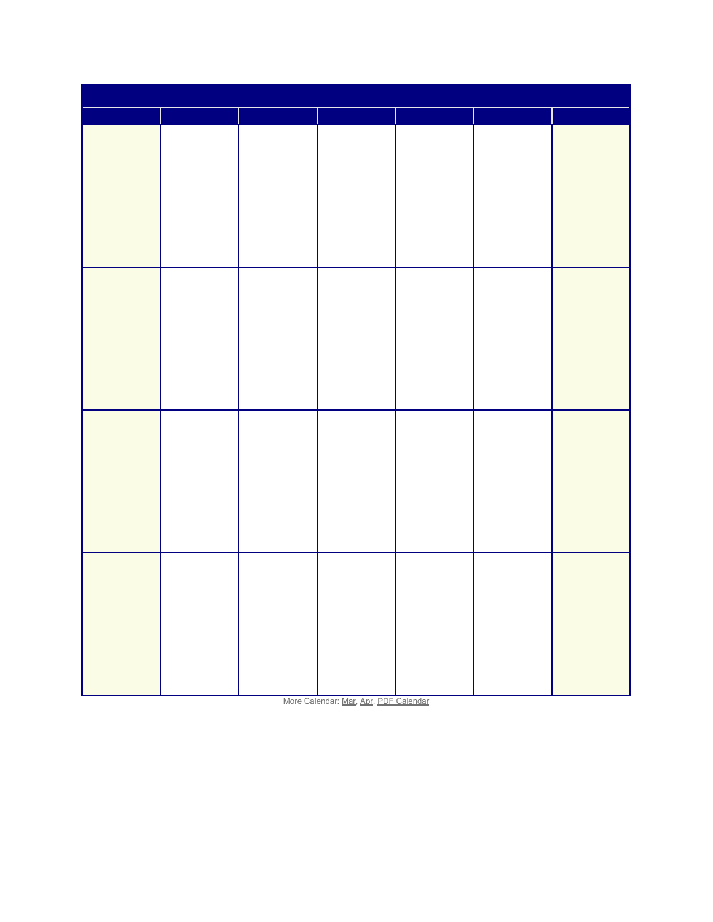| | | | | | | |
|---|---|---|---|---|---|---|
| | | | | | | |
| | | | | | | |
| | | | | | | |
| | | | | | | |

More Calendar: Mar, Apr, PDF Calendar